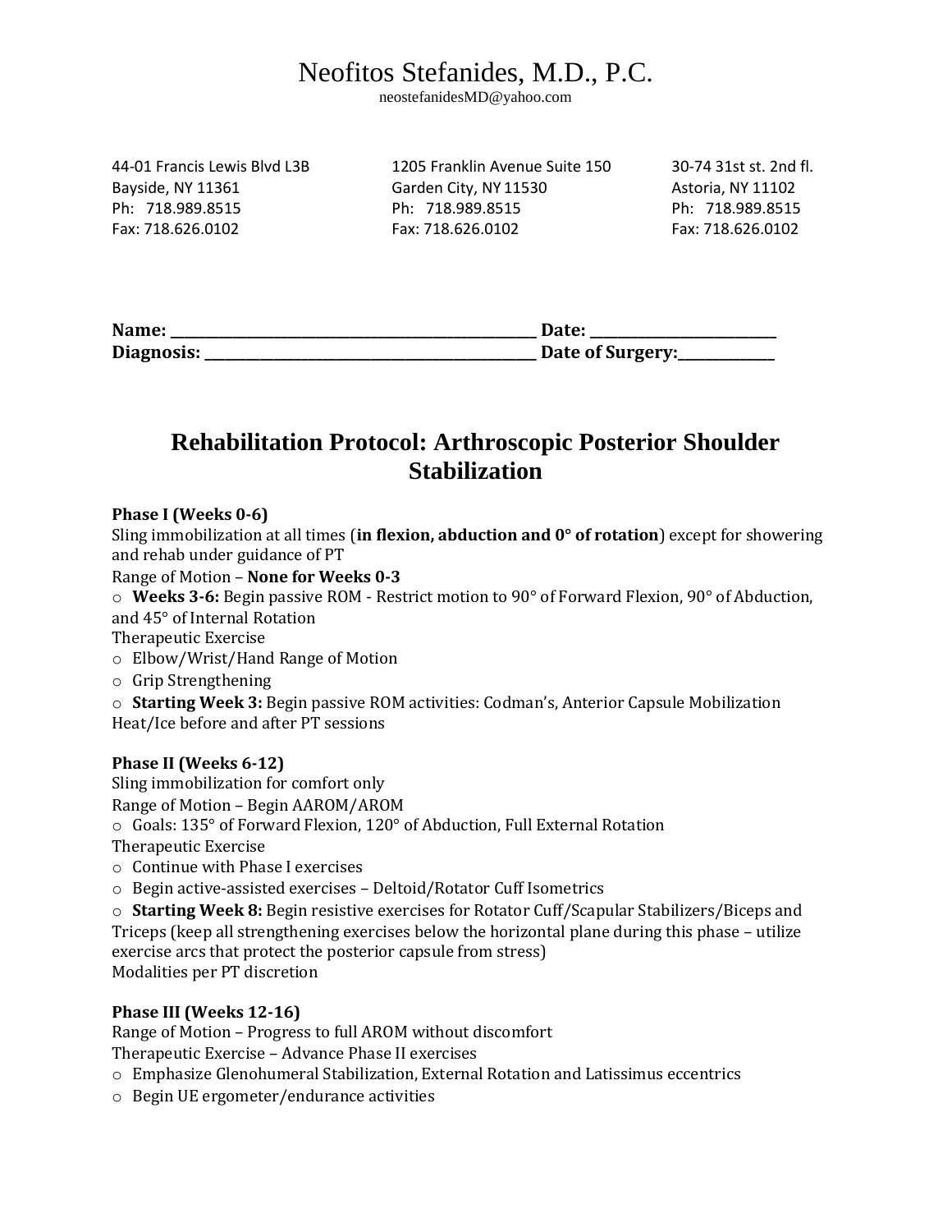# Neofitos Stefanides, M.D., P.C.

neostefanidesMD@yahoo.com

44-01 Francis Lewis Blvd L3B
Bayside, NY 11361
Ph: 718.989.8515
Fax: 718.626.0102

1205 Franklin Avenue Suite 150
Garden City, NY 11530
Ph: 718.989.8515
Fax: 718.626.0102

30-74 31st st. 2nd fl.
Astoria, NY 11102
Ph: 718.989.8515
Fax: 718.626.0102

**Name: \_\_\_\_\_\_\_\_\_\_\_\_\_\_\_\_\_\_\_\_\_\_\_\_\_\_\_\_\_\_\_\_\_\_\_\_\_\_\_\_\_\_\_\_\_\_\_\_ Date: \_\_\_\_\_\_\_\_\_\_\_\_\_\_\_\_\_\_\_\_\_\_\_\_\_**
**Diagnosis: \_\_\_\_\_\_\_\_\_\_\_\_\_\_\_\_\_\_\_\_\_\_\_\_\_\_\_\_\_\_\_\_\_\_\_\_\_\_\_\_\_\_\_\_ Date of Surgery:\_\_\_\_\_\_\_\_\_\_\_\_\_**

## Rehabilitation Protocol: Arthroscopic Posterior Shoulder Stabilization

**Phase I (Weeks 0-6)**

Sling immobilization at all times (**in flexion, abduction and 0° of rotation**) except for showering and rehab under guidance of PT

Range of Motion – **None for Weeks 0-3**

- **Weeks 3-6:** Begin passive ROM - Restrict motion to 90° of Forward Flexion, 90° of Abduction, and 45° of Internal Rotation

Therapeutic Exercise

- Elbow/Wrist/Hand Range of Motion
- Grip Strengthening
- **Starting Week 3:** Begin passive ROM activities: Codman's, Anterior Capsule Mobilization

Heat/Ice before and after PT sessions

**Phase II (Weeks 6-12)**

Sling immobilization for comfort only

Range of Motion – Begin AAROM/AROM

- Goals: 135° of Forward Flexion, 120° of Abduction, Full External Rotation

Therapeutic Exercise

- Continue with Phase I exercises
- Begin active-assisted exercises – Deltoid/Rotator Cuff Isometrics
- **Starting Week 8:** Begin resistive exercises for Rotator Cuff/Scapular Stabilizers/Biceps and Triceps (keep all strengthening exercises below the horizontal plane during this phase – utilize exercise arcs that protect the posterior capsule from stress)

Modalities per PT discretion

**Phase III (Weeks 12-16)**

Range of Motion – Progress to full AROM without discomfort

Therapeutic Exercise – Advance Phase II exercises

- Emphasize Glenohumeral Stabilization, External Rotation and Latissimus eccentrics
- Begin UE ergometer/endurance activities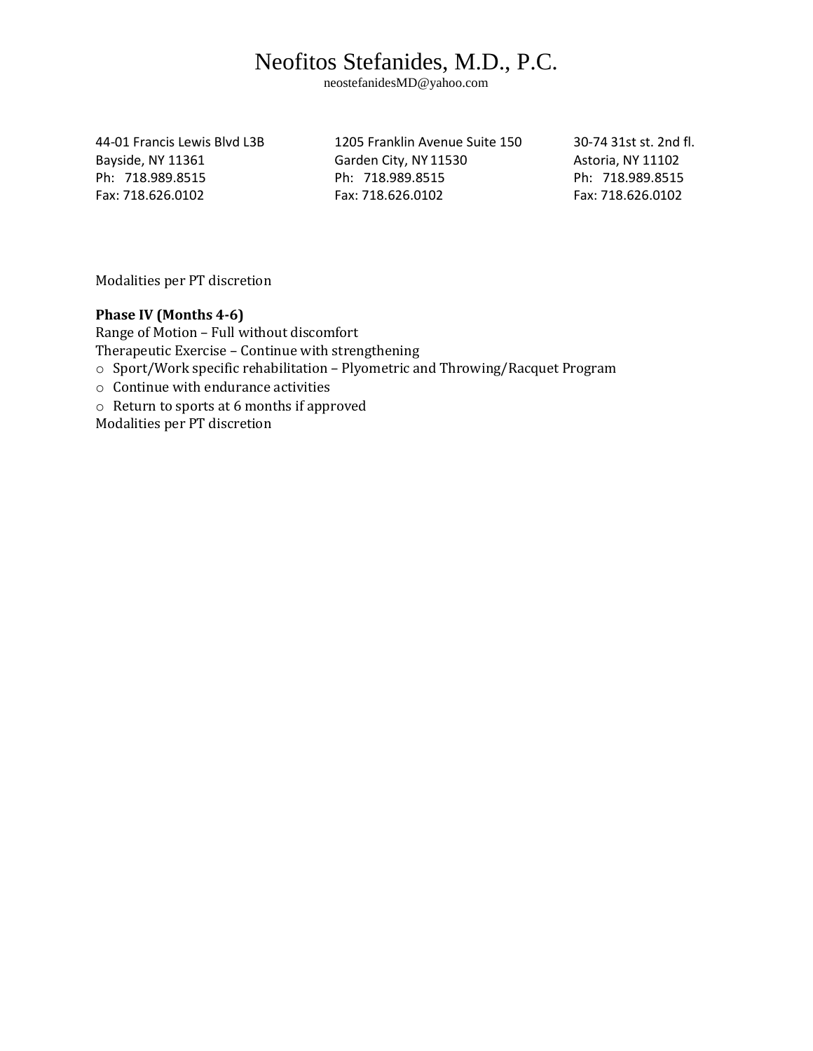Modalities per PT discretion

**Phase IV (Months 4-6)**

Range of Motion – Full without discomfort

Therapeutic Exercise – Continue with strengthening

- Sport/Work specific rehabilitation – Plyometric and Throwing/Racquet Program
- Continue with endurance activities
- Return to sports at 6 months if approved

Modalities per PT discretion